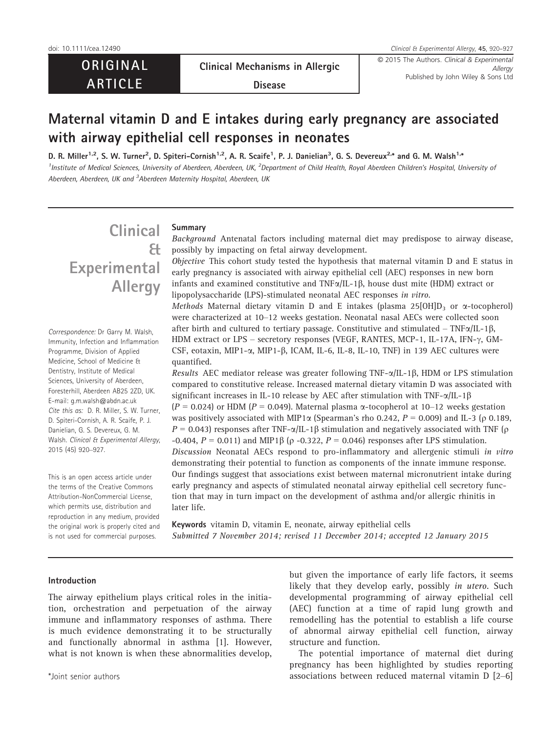ORIGINAL ARTICLE

Clinical Mechanisms in Allergic Disease

© 2015 The Authors. Clinical & Experimental Allergy Published by John Wiley & Sons Ltd

# Maternal vitamin D and E intakes during early pregnancy are associated with airway epithelial cell responses in neonates

D. R. Miller[1,2], S. W. Turner[2], D. Spiteri-Cornish[1,2], A. R. Scaife[1], P. J. Danielian[3], G. S. Devereux[2,*] and G. M. Walsh[1,*]

[1]Institute of Medical Sciences, University of Aberdeen, Aberdeen, UK, [2]Department of Child Health, Royal Aberdeen Children's Hospital, University of Aberdeen, Aberdeen, UK and [3]Aberdeen Maternity Hospital, Aberdeen, UK

Clinical & Experimental Allergy

## Summary

*Background* Antenatal factors including maternal diet may predispose to airway disease, possibly by impacting on fetal airway development.

*Objective* This cohort study tested the hypothesis that maternal vitamin D and E status in early pregnancy is associated with airway epithelial cell (AEC) responses in new born infants and examined constitutive and TNFα/IL-1β, house dust mite (HDM) extract or lipopolysaccharide (LPS)-stimulated neonatal AEC responses *in vitro*.

*Methods* Maternal dietary vitamin D and E intakes (plasma 25[OH]$D_3$ or α-tocopherol) were characterized at 10–12 weeks gestation. Neonatal nasal AECs were collected soon after birth and cultured to tertiary passage. Constitutive and stimulated – TNFα/IL-1β, HDM extract or LPS – secretory responses (VEGF, RANTES, MCP-1, IL-17A, IFN-γ, GM-CSF, eotaxin, MIP1-α, MIP1-β, ICAM, IL-6, IL-8, IL-10, TNF) in 139 AEC cultures were quantified.

*Results* AEC mediator release was greater following TNF-α/IL-1β, HDM or LPS stimulation compared to constitutive release. Increased maternal dietary vitamin D was associated with significant increases in IL-10 release by AEC after stimulation with TNF-α/IL-1β ($P = 0.024$) or HDM ($P = 0.049$). Maternal plasma α-tocopherol at 10–12 weeks gestation was positively associated with MIP1α (Spearman's rho 0.242, $P = 0.009$) and IL-3 (ρ 0.189, $P = 0.043$) responses after TNF-α/IL-1β stimulation and negatively associated with TNF (ρ -0.404, $P = 0.011$) and MIP1β (ρ -0.322, $P = 0.046$) responses after LPS stimulation.

*Discussion* Neonatal AECs respond to pro-inflammatory and allergenic stimuli *in vitro* demonstrating their potential to function as components of the innate immune response. Our findings suggest that associations exist between maternal micronutrient intake during early pregnancy and aspects of stimulated neonatal airway epithelial cell secretory function that may in turn impact on the development of asthma and/or allergic rhinitis in later life.

**Keywords** vitamin D, vitamin E, neonate, airway epithelial cells

*Submitted 7 November 2014; revised 11 December 2014; accepted 12 January 2015*

*Correspondence:* Dr Garry M. Walsh, Immunity, Infection and Inflammation Programme, Division of Applied Medicine, School of Medicine & Dentistry, Institute of Medical Sciences, University of Aberdeen, Foresterhill, Aberdeen AB25 2ZD, UK. E-mail: g.m.walsh@abdn.ac.uk

*Cite this as:* D. R. Miller, S. W. Turner, D. Spiteri-Cornish, A. R. Scaife, P. J. Danielian, G. S. Devereux, G. M. Walsh. *Clinical & Experimental Allergy*, 2015 (45) 920–927.

This is an open access article under the terms of the Creative Commons Attribution-NonCommercial License, which permits use, distribution and reproduction in any medium, provided the original work is properly cited and is not used for commercial purposes.

## Introduction

The airway epithelium plays critical roles in the initiation, orchestration and perpetuation of the airway immune and inflammatory responses of asthma. There is much evidence demonstrating it to be structurally and functionally abnormal in asthma [1]. However, what is not known is when these abnormalities develop, but given the importance of early life factors, it seems likely that they develop early, possibly *in utero*. Such developmental programming of airway epithelial cell (AEC) function at a time of rapid lung growth and remodelling has the potential to establish a life course of abnormal airway epithelial cell function, airway structure and function.

The potential importance of maternal diet during pregnancy has been highlighted by studies reporting associations between reduced maternal vitamin D [2–6]

*Joint senior authors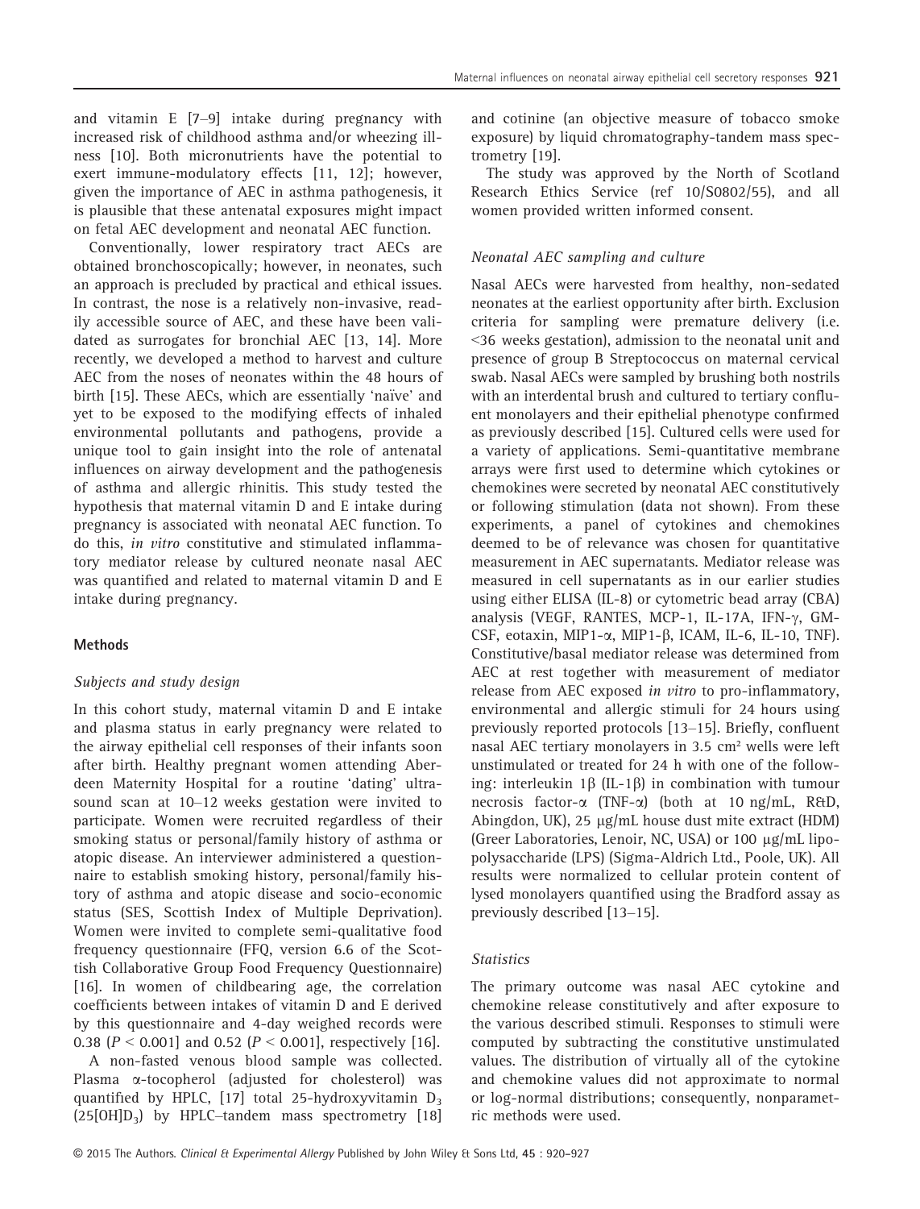and vitamin E [7–9] intake during pregnancy with increased risk of childhood asthma and/or wheezing illness [10]. Both micronutrients have the potential to exert immune-modulatory effects [11, 12]; however, given the importance of AEC in asthma pathogenesis, it is plausible that these antenatal exposures might impact on fetal AEC development and neonatal AEC function.

Conventionally, lower respiratory tract AECs are obtained bronchoscopically; however, in neonates, such an approach is precluded by practical and ethical issues. In contrast, the nose is a relatively non-invasive, readily accessible source of AEC, and these have been validated as surrogates for bronchial AEC [13, 14]. More recently, we developed a method to harvest and culture AEC from the noses of neonates within the 48 hours of birth [15]. These AECs, which are essentially 'naïve' and yet to be exposed to the modifying effects of inhaled environmental pollutants and pathogens, provide a unique tool to gain insight into the role of antenatal influences on airway development and the pathogenesis of asthma and allergic rhinitis. This study tested the hypothesis that maternal vitamin D and E intake during pregnancy is associated with neonatal AEC function. To do this, *in vitro* constitutive and stimulated inflammatory mediator release by cultured neonate nasal AEC was quantified and related to maternal vitamin D and E intake during pregnancy.

## Methods

### *Subjects and study design*

In this cohort study, maternal vitamin D and E intake and plasma status in early pregnancy were related to the airway epithelial cell responses of their infants soon after birth. Healthy pregnant women attending Aberdeen Maternity Hospital for a routine 'dating' ultrasound scan at 10–12 weeks gestation were invited to participate. Women were recruited regardless of their smoking status or personal/family history of asthma or atopic disease. An interviewer administered a questionnaire to establish smoking history, personal/family history of asthma and atopic disease and socio-economic status (SES, Scottish Index of Multiple Deprivation). Women were invited to complete semi-qualitative food frequency questionnaire (FFQ, version 6.6 of the Scottish Collaborative Group Food Frequency Questionnaire) [16]. In women of childbearing age, the correlation coefficients between intakes of vitamin D and E derived by this questionnaire and 4-day weighed records were 0.38 ($P < 0.001$) and 0.52 ($P < 0.001$), respectively [16].

A non-fasted venous blood sample was collected. Plasma α-tocopherol (adjusted for cholesterol) was quantified by HPLC, [17] total 25-hydroxyvitamin $D_3$ ($25[OH]D_3$) by HPLC–tandem mass spectrometry [18] and cotinine (an objective measure of tobacco smoke exposure) by liquid chromatography-tandem mass spectrometry [19].

The study was approved by the North of Scotland Research Ethics Service (ref 10/S0802/55), and all women provided written informed consent.

### *Neonatal AEC sampling and culture*

Nasal AECs were harvested from healthy, non-sedated neonates at the earliest opportunity after birth. Exclusion criteria for sampling were premature delivery (i.e. <36 weeks gestation), admission to the neonatal unit and presence of group B Streptococcus on maternal cervical swab. Nasal AECs were sampled by brushing both nostrils with an interdental brush and cultured to tertiary confluent monolayers and their epithelial phenotype confirmed as previously described [15]. Cultured cells were used for a variety of applications. Semi-quantitative membrane arrays were first used to determine which cytokines or chemokines were secreted by neonatal AEC constitutively or following stimulation (data not shown). From these experiments, a panel of cytokines and chemokines deemed to be of relevance was chosen for quantitative measurement in AEC supernatants. Mediator release was measured in cell supernatants as in our earlier studies using either ELISA (IL-8) or cytometric bead array (CBA) analysis (VEGF, RANTES, MCP-1, IL-17A, IFN-γ, GM-CSF, eotaxin, MIP1-α, MIP1-β, ICAM, IL-6, IL-10, TNF). Constitutive/basal mediator release was determined from AEC at rest together with measurement of mediator release from AEC exposed *in vitro* to pro-inflammatory, environmental and allergic stimuli for 24 hours using previously reported protocols [13–15]. Briefly, confluent nasal AEC tertiary monolayers in 3.5 cm² wells were left unstimulated or treated for 24 h with one of the following: interleukin 1β (IL-1β) in combination with tumour necrosis factor-α (TNF-α) (both at 10 ng/mL, R&D, Abingdon, UK), 25 μg/mL house dust mite extract (HDM) (Greer Laboratories, Lenoir, NC, USA) or 100 μg/mL lipopolysaccharide (LPS) (Sigma-Aldrich Ltd., Poole, UK). All results were normalized to cellular protein content of lysed monolayers quantified using the Bradford assay as previously described [13–15].

### *Statistics*

The primary outcome was nasal AEC cytokine and chemokine release constitutively and after exposure to the various described stimuli. Responses to stimuli were computed by subtracting the constitutive unstimulated values. The distribution of virtually all of the cytokine and chemokine values did not approximate to normal or log-normal distributions; consequently, nonparametric methods were used.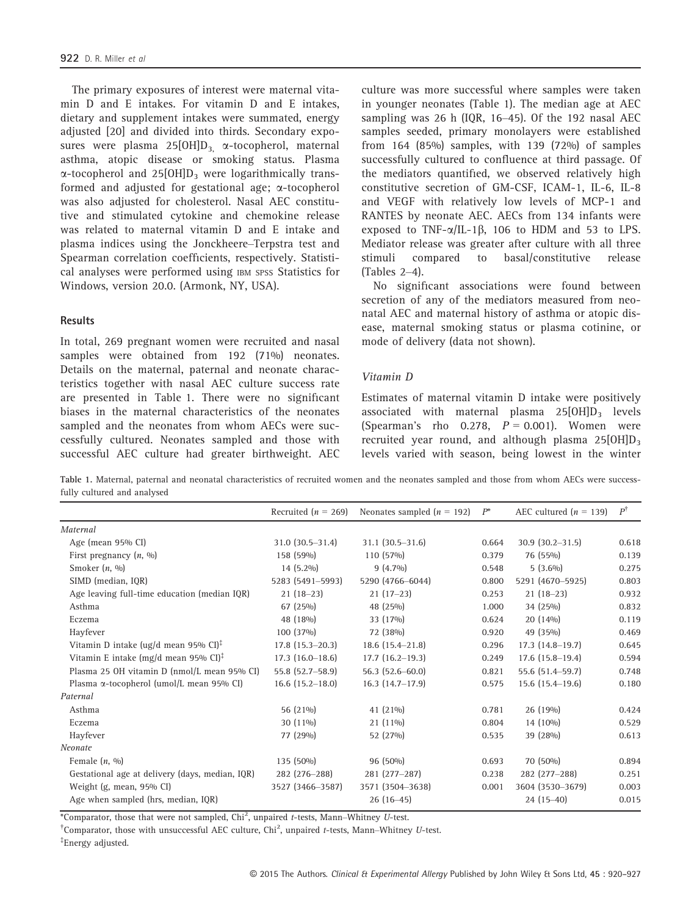The primary exposures of interest were maternal vitamin D and E intakes. For vitamin D and E intakes, dietary and supplement intakes were summated, energy adjusted [20] and divided into thirds. Secondary exposures were plasma $25[OH]D_3$, α-tocopherol, maternal asthma, atopic disease or smoking status. Plasma α-tocopherol and $25[OH]D_3$ were logarithmically transformed and adjusted for gestational age; α-tocopherol was also adjusted for cholesterol. Nasal AEC constitutive and stimulated cytokine and chemokine release was related to maternal vitamin D and E intake and plasma indices using the Jonckheere–Terpstra test and Spearman correlation coefficients, respectively. Statistical analyses were performed using IBM SPSS Statistics for Windows, version 20.0. (Armonk, NY, USA).

## Results

In total, 269 pregnant women were recruited and nasal samples were obtained from 192 (71%) neonates. Details on the maternal, paternal and neonate characteristics together with nasal AEC culture success rate are presented in Table 1. There were no significant biases in the maternal characteristics of the neonates sampled and the neonates from whom AECs were successfully cultured. Neonates sampled and those with successful AEC culture had greater birthweight. AEC culture was more successful where samples were taken in younger neonates (Table 1). The median age at AEC sampling was 26 h (IQR, 16–45). Of the 192 nasal AEC samples seeded, primary monolayers were established from 164 (85%) samples, with 139 (72%) of samples successfully cultured to confluence at third passage. Of the mediators quantified, we observed relatively high constitutive secretion of GM-CSF, ICAM-1, IL-6, IL-8 and VEGF with relatively low levels of MCP-1 and RANTES by neonate AEC. AECs from 134 infants were exposed to TNF-α/IL-1β, 106 to HDM and 53 to LPS. Mediator release was greater after culture with all three stimuli compared to basal/constitutive release (Tables 2–4).

No significant associations were found between secretion of any of the mediators measured from neonatal AEC and maternal history of asthma or atopic disease, maternal smoking status or plasma cotinine, or mode of delivery (data not shown).

### Vitamin D

Estimates of maternal vitamin D intake were positively associated with maternal plasma $25[OH]D_3$ levels (Spearman's rho 0.278, $P = 0.001$). Women were recruited year round, and although plasma $25[OH]D_3$ levels varied with season, being lowest in the winter

Table 1. Maternal, paternal and neonatal characteristics of recruited women and the neonates sampled and those from whom AECs were successfully cultured and analysed

| | Recruited ($n$ = 269) | Neonates sampled ($n$ = 192) | $P$* | AEC cultured ($n$ = 139) | $P$† |
|---|---|---|---|---|---|
| *Maternal* | | | | | |
| Age (mean 95% CI) | 31.0 (30.5–31.4) | 31.1 (30.5–31.6) | 0.664 | 30.9 (30.2–31.5) | 0.618 |
| First pregnancy ($n$, %) | 158 (59%) | 110 (57%) | 0.379 | 76 (55%) | 0.139 |
| Smoker ($n$, %) | 14 (5.2%) | 9 (4.7%) | 0.548 | 5 (3.6%) | 0.275 |
| SIMD (median, IQR) | 5283 (5491–5993) | 5290 (4766–6044) | 0.800 | 5291 (4670–5925) | 0.803 |
| Age leaving full-time education (median IQR) | 21 (18–23) | 21 (17–23) | 0.253 | 21 (18–23) | 0.932 |
| Asthma | 67 (25%) | 48 (25%) | 1.000 | 34 (25%) | 0.832 |
| Eczema | 48 (18%) | 33 (17%) | 0.624 | 20 (14%) | 0.119 |
| Hayfever | 100 (37%) | 72 (38%) | 0.920 | 49 (35%) | 0.469 |
| Vitamin D intake (ug/d mean 95% CI)‡ | 17.8 (15.3–20.3) | 18.6 (15.4–21.8) | 0.296 | 17.3 (14.8–19.7) | 0.645 |
| Vitamin E intake (mg/d mean 95% CI)‡ | 17.3 (16.0–18.6) | 17.7 (16.2–19.3) | 0.249 | 17.6 (15.8–19.4) | 0.594 |
| Plasma 25 OH vitamin D (nmol/L mean 95% CI) | 55.8 (52.7–58.9) | 56.3 (52.6–60.0) | 0.821 | 55.6 (51.4–59.7) | 0.748 |
| Plasma α-tocopherol (umol/L mean 95% CI) | 16.6 (15.2–18.0) | 16.3 (14.7–17.9) | 0.575 | 15.6 (15.4–19.6) | 0.180 |
| *Paternal* | | | | | |
| Asthma | 56 (21%) | 41 (21%) | 0.781 | 26 (19%) | 0.424 |
| Eczema | 30 (11%) | 21 (11%) | 0.804 | 14 (10%) | 0.529 |
| Hayfever | 77 (29%) | 52 (27%) | 0.535 | 39 (28%) | 0.613 |
| *Neonate* | | | | | |
| Female ($n$, %) | 135 (50%) | 96 (50%) | 0.693 | 70 (50%) | 0.894 |
| Gestational age at delivery (days, median, IQR) | 282 (276–288) | 281 (277–287) | 0.238 | 282 (277–288) | 0.251 |
| Weight (g, mean, 95% CI) | 3527 (3466–3587) | 3571 (3504–3638) | 0.001 | 3604 (3530–3679) | 0.003 |
| Age when sampled (hrs, median, IQR) | | 26 (16–45) | | 24 (15–40) | 0.015 |

*Comparator, those that were not sampled, $Chi^2$, unpaired $t$-tests, Mann–Whitney $U$-test.

†Comparator, those with unsuccessful AEC culture, $Chi^2$, unpaired $t$-tests, Mann–Whitney $U$-test.

‡Energy adjusted.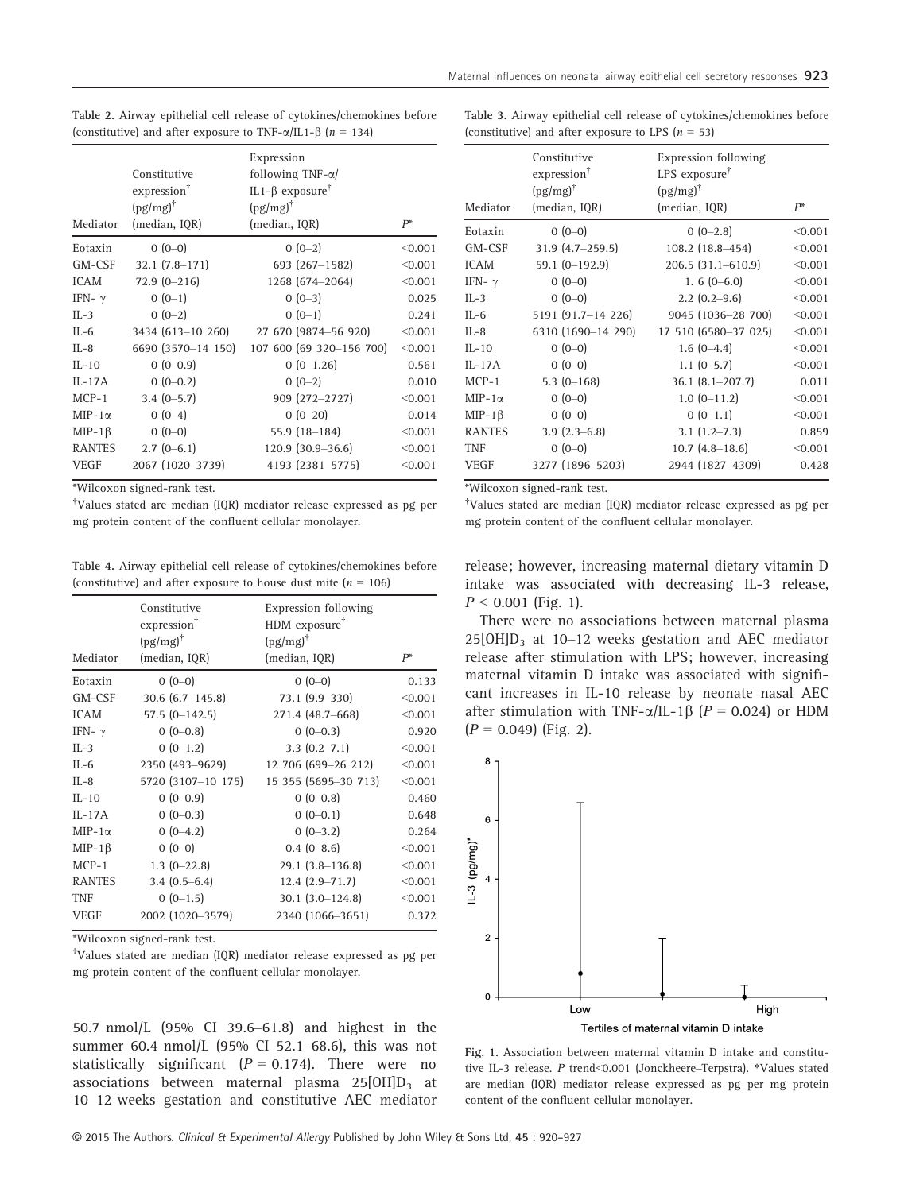Table 2. Airway epithelial cell release of cytokines/chemokines before (constitutive) and after exposure to TNF-α/IL1-β (n = 134)

| Mediator | Constitutive expression[†] (pg/mg)[†] (median, IQR) | Expression following TNF-α/IL1-β exposure[†] (pg/mg)[†] (median, IQR) | P* |
|---|---|---|---|
| Eotaxin | 0 (0–0) | 0 (0–2) | <0.001 |
| GM-CSF | 32.1 (7.8–171) | 693 (267–1582) | <0.001 |
| ICAM | 72.9 (0–216) | 1268 (674–2064) | <0.001 |
| IFN- γ | 0 (0–1) | 0 (0–3) | 0.025 |
| IL-3 | 0 (0–2) | 0 (0–1) | 0.241 |
| IL-6 | 3434 (613–10 260) | 27 670 (9874–56 920) | <0.001 |
| IL-8 | 6690 (3570–14 150) | 107 600 (69 320–156 700) | <0.001 |
| IL-10 | 0 (0–0.9) | 0 (0–1.26) | 0.561 |
| IL-17A | 0 (0–0.2) | 0 (0–2) | 0.010 |
| MCP-1 | 3.4 (0–5.7) | 909 (272–2727) | <0.001 |
| MIP-1α | 0 (0–4) | 0 (0–20) | 0.014 |
| MIP-1β | 0 (0–0) | 55.9 (18–184) | <0.001 |
| RANTES | 2.7 (0–6.1) | 120.9 (30.9–36.6) | <0.001 |
| VEGF | 2067 (1020–3739) | 4193 (2381–5775) | <0.001 |

*Wilcoxon signed-rank test.

[†]Values stated are median (IQR) mediator release expressed as pg per mg protein content of the confluent cellular monolayer.

Table 3. Airway epithelial cell release of cytokines/chemokines before (constitutive) and after exposure to LPS (n = 53)

| Mediator | Constitutive expression[†] (pg/mg)[†] (median, IQR) | Expression following LPS exposure[†] (pg/mg)[†] (median, IQR) | P* |
|---|---|---|---|
| Eotaxin | 0 (0–0) | 0 (0–2.8) | <0.001 |
| GM-CSF | 31.9 (4.7–259.5) | 108.2 (18.8–454) | <0.001 |
| ICAM | 59.1 (0–192.9) | 206.5 (31.1–610.9) | <0.001 |
| IFN- γ | 0 (0–0) | 1. 6 (0–6.0) | <0.001 |
| IL-3 | 0 (0–0) | 2.2 (0.2–9.6) | <0.001 |
| IL-6 | 5191 (91.7–14 226) | 9045 (1036–28 700) | <0.001 |
| IL-8 | 6310 (1690–14 290) | 17 510 (6580–37 025) | <0.001 |
| IL-10 | 0 (0–0) | 1.6 (0–4.4) | <0.001 |
| IL-17A | 0 (0–0) | 1.1 (0–5.7) | <0.001 |
| MCP-1 | 5.3 (0–168) | 36.1 (8.1–207.7) | 0.011 |
| MIP-1α | 0 (0–0) | 1.0 (0–11.2) | <0.001 |
| MIP-1β | 0 (0–0) | 0 (0–1.1) | <0.001 |
| RANTES | 3.9 (2.3–6.8) | 3.1 (1.2–7.3) | 0.859 |
| TNF | 0 (0–0) | 10.7 (4.8–18.6) | <0.001 |
| VEGF | 3277 (1896–5203) | 2944 (1827–4309) | 0.428 |

*Wilcoxon signed-rank test.

[†]Values stated are median (IQR) mediator release expressed as pg per mg protein content of the confluent cellular monolayer.

Table 4. Airway epithelial cell release of cytokines/chemokines before (constitutive) and after exposure to house dust mite (n = 106)

| Mediator | Constitutive expression[†] (pg/mg)[†] (median, IQR) | Expression following HDM exposure[†] (pg/mg)[†] (median, IQR) | P* |
|---|---|---|---|
| Eotaxin | 0 (0–0) | 0 (0–0) | 0.133 |
| GM-CSF | 30.6 (6.7–145.8) | 73.1 (9.9–330) | <0.001 |
| ICAM | 57.5 (0–142.5) | 271.4 (48.7–668) | <0.001 |
| IFN- γ | 0 (0–0.8) | 0 (0–0.3) | 0.920 |
| IL-3 | 0 (0–1.2) | 3.3 (0.2–7.1) | <0.001 |
| IL-6 | 2350 (493–9629) | 12 706 (699–26 212) | <0.001 |
| IL-8 | 5720 (3107–10 175) | 15 355 (5695–30 713) | <0.001 |
| IL-10 | 0 (0–0.9) | 0 (0–0.8) | 0.460 |
| IL-17A | 0 (0–0.3) | 0 (0–0.1) | 0.648 |
| MIP-1α | 0 (0–4.2) | 0 (0–3.2) | 0.264 |
| MIP-1β | 0 (0–0) | 0.4 (0–8.6) | <0.001 |
| MCP-1 | 1.3 (0–22.8) | 29.1 (3.8–136.8) | <0.001 |
| RANTES | 3.4 (0.5–6.4) | 12.4 (2.9–71.7) | <0.001 |
| TNF | 0 (0–1.5) | 30.1 (3.0–124.8) | <0.001 |
| VEGF | 2002 (1020–3579) | 2340 (1066–3651) | 0.372 |

*Wilcoxon signed-rank test.

[†]Values stated are median (IQR) mediator release expressed as pg per mg protein content of the confluent cellular monolayer.

50.7 nmol/L (95% CI 39.6–61.8) and highest in the summer 60.4 nmol/L (95% CI 52.1–68.6), this was not statistically significant ($P = 0.174$). There were no associations between maternal plasma $25[OH]D_3$ at 10–12 weeks gestation and constitutive AEC mediator release; however, increasing maternal dietary vitamin D intake was associated with decreasing IL-3 release, $P < 0.001$ (Fig. 1).

There were no associations between maternal plasma $25[OH]D_3$ at 10–12 weeks gestation and AEC mediator release after stimulation with LPS; however, increasing maternal vitamin D intake was associated with significant increases in IL-10 release by neonate nasal AEC after stimulation with TNF-α/IL-1β ($P = 0.024$) or HDM ($P = 0.049$) (Fig. 2).

Fig. 1. Association between maternal vitamin D intake and constitutive IL-3 release. P trend<0.001 (Jonckheere–Terpstra). *Values stated are median (IQR) mediator release expressed as pg per mg protein content of the confluent cellular monolayer.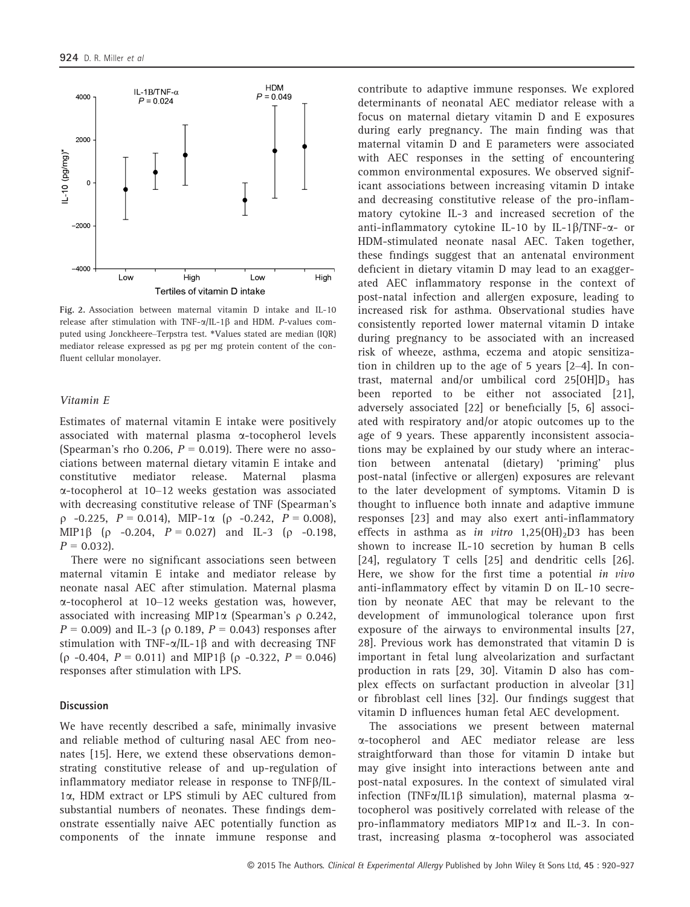Fig. 2. Association between maternal vitamin D intake and IL-10 release after stimulation with TNF-α/IL-1β and HDM. *P*-values computed using Jonckheere–Terpstra test. *Values stated are median (IQR) mediator release expressed as pg per mg protein content of the confluent cellular monolayer.

### *Vitamin E*

Estimates of maternal vitamin E intake were positively associated with maternal plasma α-tocopherol levels (Spearman's rho 0.206, $P = 0.019$). There were no associations between maternal dietary vitamin E intake and constitutive mediator release. Maternal plasma α-tocopherol at 10–12 weeks gestation was associated with decreasing constitutive release of TNF (Spearman's ρ -0.225, $P = 0.014$), MIP-1α (ρ -0.242, $P = 0.008$), MIP1β (ρ -0.204, $P = 0.027$) and IL-3 (ρ -0.198, $P = 0.032$).

There were no significant associations seen between maternal vitamin E intake and mediator release by neonate nasal AEC after stimulation. Maternal plasma α-tocopherol at 10–12 weeks gestation was, however, associated with increasing MIP1α (Spearman's ρ 0.242, $P = 0.009$) and IL-3 (ρ 0.189, $P = 0.043$) responses after stimulation with TNF-α/IL-1β and with decreasing TNF (ρ -0.404, $P = 0.011$) and MIP1β (ρ -0.322, $P = 0.046$) responses after stimulation with LPS.

## Discussion

We have recently described a safe, minimally invasive and reliable method of culturing nasal AEC from neonates [15]. Here, we extend these observations demonstrating constitutive release of and up-regulation of inflammatory mediator release in response to TNFβ/IL-1α, HDM extract or LPS stimuli by AEC cultured from substantial numbers of neonates. These findings demonstrate essentially naive AEC potentially function as components of the innate immune response and contribute to adaptive immune responses. We explored determinants of neonatal AEC mediator release with a focus on maternal dietary vitamin D and E exposures during early pregnancy. The main finding was that maternal vitamin D and E parameters were associated with AEC responses in the setting of encountering common environmental exposures. We observed significant associations between increasing vitamin D intake and decreasing constitutive release of the pro-inflammatory cytokine IL-3 and increased secretion of the anti-inflammatory cytokine IL-10 by IL-1β/TNF-α- or HDM-stimulated neonate nasal AEC. Taken together, these findings suggest that an antenatal environment deficient in dietary vitamin D may lead to an exaggerated AEC inflammatory response in the context of post-natal infection and allergen exposure, leading to increased risk for asthma. Observational studies have consistently reported lower maternal vitamin D intake during pregnancy to be associated with an increased risk of wheeze, asthma, eczema and atopic sensitization in children up to the age of 5 years [2–4]. In contrast, maternal and/or umbilical cord $25[OH]D_3$ has been reported to be either not associated [21], adversely associated [22] or beneficially [5, 6] associated with respiratory and/or atopic outcomes up to the age of 9 years. These apparently inconsistent associations may be explained by our study where an interaction between antenatal (dietary) 'priming' plus post-natal (infective or allergen) exposures are relevant to the later development of symptoms. Vitamin D is thought to influence both innate and adaptive immune responses [23] and may also exert anti-inflammatory effects in asthma as *in vitro* $1,25(OH)_2D3$ has been shown to increase IL-10 secretion by human B cells [24], regulatory T cells [25] and dendritic cells [26]. Here, we show for the first time a potential *in vivo* anti-inflammatory effect by vitamin D on IL-10 secretion by neonate AEC that may be relevant to the development of immunological tolerance upon first exposure of the airways to environmental insults [27, 28]. Previous work has demonstrated that vitamin D is important in fetal lung alveolarization and surfactant production in rats [29, 30]. Vitamin D also has complex effects on surfactant production in alveolar [31] or fibroblast cell lines [32]. Our findings suggest that vitamin D influences human fetal AEC development.

The associations we present between maternal α-tocopherol and AEC mediator release are less straightforward than those for vitamin D intake but may give insight into interactions between ante and post-natal exposures. In the context of simulated viral infection (TNFα/IL1β simulation), maternal plasma α-tocopherol was positively correlated with release of the pro-inflammatory mediators MIP1α and IL-3. In contrast, increasing plasma α-tocopherol was associated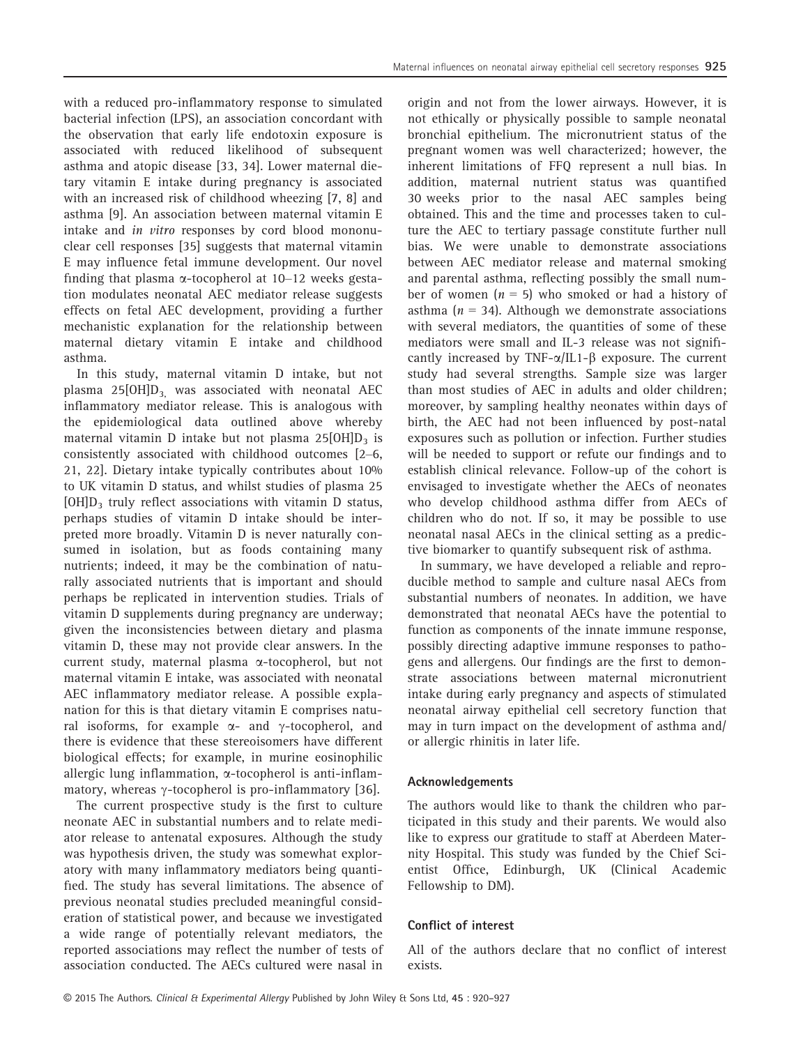with a reduced pro-inflammatory response to simulated bacterial infection (LPS), an association concordant with the observation that early life endotoxin exposure is associated with reduced likelihood of subsequent asthma and atopic disease [33, 34]. Lower maternal dietary vitamin E intake during pregnancy is associated with an increased risk of childhood wheezing [7, 8] and asthma [9]. An association between maternal vitamin E intake and *in vitro* responses by cord blood mononuclear cell responses [35] suggests that maternal vitamin E may influence fetal immune development. Our novel finding that plasma α-tocopherol at 10–12 weeks gestation modulates neonatal AEC mediator release suggests effects on fetal AEC development, providing a further mechanistic explanation for the relationship between maternal dietary vitamin E intake and childhood asthma.

In this study, maternal vitamin D intake, but not plasma 25[OH]$D_3$, was associated with neonatal AEC inflammatory mediator release. This is analogous with the epidemiological data outlined above whereby maternal vitamin D intake but not plasma 25[OH]$D_3$ is consistently associated with childhood outcomes [2–6, 21, 22]. Dietary intake typically contributes about 10% to UK vitamin D status, and whilst studies of plasma 25[OH]$D_3$ truly reflect associations with vitamin D status, perhaps studies of vitamin D intake should be interpreted more broadly. Vitamin D is never naturally consumed in isolation, but as foods containing many nutrients; indeed, it may be the combination of naturally associated nutrients that is important and should perhaps be replicated in intervention studies. Trials of vitamin D supplements during pregnancy are underway; given the inconsistencies between dietary and plasma vitamin D, these may not provide clear answers. In the current study, maternal plasma α-tocopherol, but not maternal vitamin E intake, was associated with neonatal AEC inflammatory mediator release. A possible explanation for this is that dietary vitamin E comprises natural isoforms, for example α- and γ-tocopherol, and there is evidence that these stereoisomers have different biological effects; for example, in murine eosinophilic allergic lung inflammation, α-tocopherol is anti-inflammatory, whereas γ-tocopherol is pro-inflammatory [36].

The current prospective study is the first to culture neonate AEC in substantial numbers and to relate mediator release to antenatal exposures. Although the study was hypothesis driven, the study was somewhat exploratory with many inflammatory mediators being quantified. The study has several limitations. The absence of previous neonatal studies precluded meaningful consideration of statistical power, and because we investigated a wide range of potentially relevant mediators, the reported associations may reflect the number of tests of association conducted. The AECs cultured were nasal in origin and not from the lower airways. However, it is not ethically or physically possible to sample neonatal bronchial epithelium. The micronutrient status of the pregnant women was well characterized; however, the inherent limitations of FFQ represent a null bias. In addition, maternal nutrient status was quantified 30 weeks prior to the nasal AEC samples being obtained. This and the time and processes taken to culture the AEC to tertiary passage constitute further null bias. We were unable to demonstrate associations between AEC mediator release and maternal smoking and parental asthma, reflecting possibly the small number of women ($n = 5$) who smoked or had a history of asthma ($n = 34$). Although we demonstrate associations with several mediators, the quantities of some of these mediators were small and IL-3 release was not significantly increased by TNF-α/IL1-β exposure. The current study had several strengths. Sample size was larger than most studies of AEC in adults and older children; moreover, by sampling healthy neonates within days of birth, the AEC had not been influenced by post-natal exposures such as pollution or infection. Further studies will be needed to support or refute our findings and to establish clinical relevance. Follow-up of the cohort is envisaged to investigate whether the AECs of neonates who develop childhood asthma differ from AECs of children who do not. If so, it may be possible to use neonatal nasal AECs in the clinical setting as a predictive biomarker to quantify subsequent risk of asthma.

In summary, we have developed a reliable and reproducible method to sample and culture nasal AECs from substantial numbers of neonates. In addition, we have demonstrated that neonatal AECs have the potential to function as components of the innate immune response, possibly directing adaptive immune responses to pathogens and allergens. Our findings are the first to demonstrate associations between maternal micronutrient intake during early pregnancy and aspects of stimulated neonatal airway epithelial cell secretory function that may in turn impact on the development of asthma and/or allergic rhinitis in later life.

## Acknowledgements

The authors would like to thank the children who participated in this study and their parents. We would also like to express our gratitude to staff at Aberdeen Maternity Hospital. This study was funded by the Chief Scientist Office, Edinburgh, UK (Clinical Academic Fellowship to DM).

## Conflict of interest

All of the authors declare that no conflict of interest exists.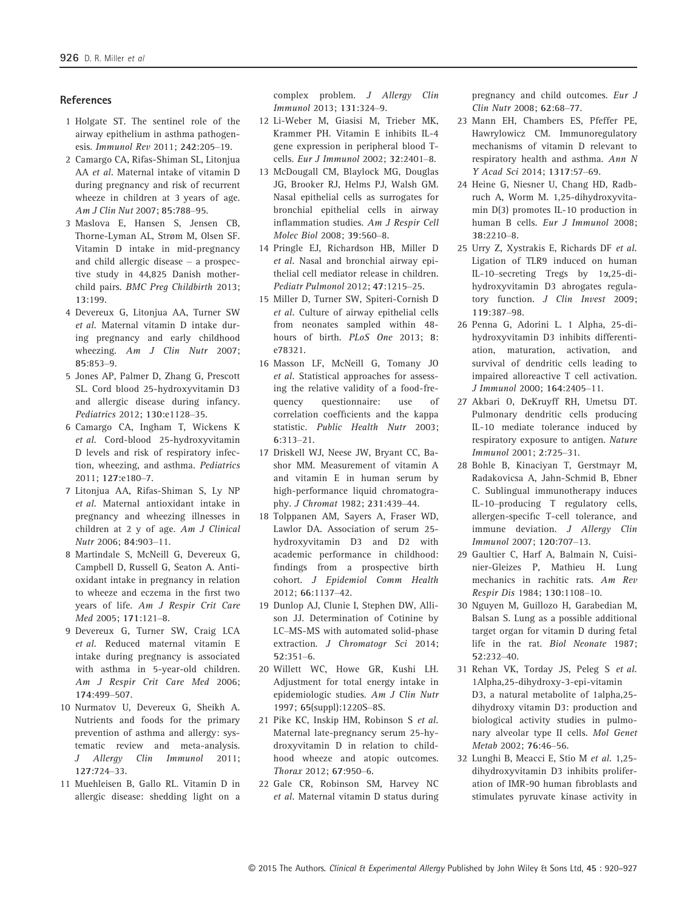## References

1 Holgate ST. The sentinel role of the airway epithelium in asthma pathogenesis. *Immunol Rev* 2011; **242**:205–19.

2 Camargo CA, Rifas-Shiman SL, Litonjua AA *et al*. Maternal intake of vitamin D during pregnancy and risk of recurrent wheeze in children at 3 years of age. *Am J Clin Nut* 2007; **85**:788–95.

3 Maslova E, Hansen S, Jensen CB, Thorne-Lyman AL, Strøm M, Olsen SF. Vitamin D intake in mid-pregnancy and child allergic disease – a prospective study in 44,825 Danish mother-child pairs. *BMC Preg Childbirth* 2013; **13**:199.

4 Devereux G, Litonjua AA, Turner SW *et al*. Maternal vitamin D intake during pregnancy and early childhood wheezing. *Am J Clin Nutr* 2007; **85**:853–9.

5 Jones AP, Palmer D, Zhang G, Prescott SL. Cord blood 25-hydroxyvitamin D3 and allergic disease during infancy. *Pediatrics* 2012; **130**:e1128–35.

6 Camargo CA, Ingham T, Wickens K *et al*. Cord-blood 25-hydroxyvitamin D levels and risk of respiratory infection, wheezing, and asthma. *Pediatrics* 2011; **127**:e180–7.

7 Litonjua AA, Rifas-Shiman S, Ly NP *et al*. Maternal antioxidant intake in pregnancy and wheezing illnesses in children at 2 y of age. *Am J Clinical Nutr* 2006; **84**:903–11.

8 Martindale S, McNeill G, Devereux G, Campbell D, Russell G, Seaton A. Antioxidant intake in pregnancy in relation to wheeze and eczema in the first two years of life. *Am J Respir Crit Care Med* 2005; **171**:121–8.

9 Devereux G, Turner SW, Craig LCA *et al*. Reduced maternal vitamin E intake during pregnancy is associated with asthma in 5-year-old children. *Am J Respir Crit Care Med* 2006; **174**:499–507.

10 Nurmatov U, Devereux G, Sheikh A. Nutrients and foods for the primary prevention of asthma and allergy: systematic review and meta-analysis. *J Allergy Clin Immunol* 2011; **127**:724–33.

11 Muehleisen B, Gallo RL. Vitamin D in allergic disease: shedding light on a complex problem. *J Allergy Clin Immunol* 2013; **131**:324–9.

12 Li-Weber M, Giasisi M, Trieber MK, Krammer PH. Vitamin E inhibits IL-4 gene expression in peripheral blood T-cells. *Eur J Immunol* 2002; **32**:2401–8.

13 McDougall CM, Blaylock MG, Douglas JG, Brooker RJ, Helms PJ, Walsh GM. Nasal epithelial cells as surrogates for bronchial epithelial cells in airway inflammation studies. *Am J Respir Cell Molec Biol* 2008; **39**:560–8.

14 Pringle EJ, Richardson HB, Miller D *et al*. Nasal and bronchial airway epithelial cell mediator release in children. *Pediatr Pulmonol* 2012; **47**:1215–25.

15 Miller D, Turner SW, Spiteri-Cornish D *et al*. Culture of airway epithelial cells from neonates sampled within 48-hours of birth. *PLoS One* 2013; **8**: e78321.

16 Masson LF, McNeill G, Tomany JO *et al*. Statistical approaches for assessing the relative validity of a food-frequency questionnaire: use of correlation coefficients and the kappa statistic. *Public Health Nutr* 2003; **6**:313–21.

17 Driskell WJ, Neese JW, Bryant CC, Bashor MM. Measurement of vitamin A and vitamin E in human serum by high-performance liquid chromatography. *J Chromat* 1982; **231**:439–44.

18 Tolppanen AM, Sayers A, Fraser WD, Lawlor DA. Association of serum 25-hydroxyvitamin D3 and D2 with academic performance in childhood: findings from a prospective birth cohort. *J Epidemiol Comm Health* 2012; **66**:1137–42.

19 Dunlop AJ, Clunie I, Stephen DW, Allison JJ. Determination of Cotinine by LC–MS-MS with automated solid-phase extraction. *J Chromatogr Sci* 2014; **52**:351–6.

20 Willett WC, Howe GR, Kushi LH. Adjustment for total energy intake in epidemiologic studies. *Am J Clin Nutr* 1997; **65**(suppl):1220S–8S.

21 Pike KC, Inskip HM, Robinson S *et al*. Maternal late-pregnancy serum 25-hydroxyvitamin D in relation to childhood wheeze and atopic outcomes. *Thorax* 2012; **67**:950–6.

22 Gale CR, Robinson SM, Harvey NC *et al*. Maternal vitamin D status during pregnancy and child outcomes. *Eur J Clin Nutr* 2008; **62**:68–77.

23 Mann EH, Chambers ES, Pfeffer PE, Hawrylowicz CM. Immunoregulatory mechanisms of vitamin D relevant to respiratory health and asthma. *Ann N Y Acad Sci* 2014; **1317**:57–69.

24 Heine G, Niesner U, Chang HD, Radbruch A, Worm M. 1,25-dihydroxyvitamin D(3) promotes IL-10 production in human B cells. *Eur J Immunol* 2008; **38**:2210–8.

25 Urry Z, Xystrakis E, Richards DF *et al*. Ligation of TLR9 induced on human IL-10–secreting Tregs by 1α,25-dihydroxyvitamin D3 abrogates regulatory function. *J Clin Invest* 2009; **119**:387–98.

26 Penna G, Adorini L. 1 Alpha, 25-dihydroxyvitamin D3 inhibits differentiation, maturation, activation, and survival of dendritic cells leading to impaired alloreactive T cell activation. *J Immunol* 2000; **164**:2405–11.

27 Akbari O, DeKruyff RH, Umetsu DT. Pulmonary dendritic cells producing IL-10 mediate tolerance induced by respiratory exposure to antigen. *Nature Immunol* 2001; **2**:725–31.

28 Bohle B, Kinaciyan T, Gerstmayr M, Radakovicsa A, Jahn-Schmid B, Ebner C. Sublingual immunotherapy induces IL-10–producing T regulatory cells, allergen-specific T-cell tolerance, and immune deviation. *J Allergy Clin Immunol* 2007; **120**:707–13.

29 Gaultier C, Harf A, Balmain N, Cuisinier-Gleizes P, Mathieu H. Lung mechanics in rachitic rats. *Am Rev Respir Dis* 1984; **130**:1108–10.

30 Nguyen M, Guillozo H, Garabedian M, Balsan S. Lung as a possible additional target organ for vitamin D during fetal life in the rat. *Biol Neonate* 1987; **52**:232–40.

31 Rehan VK, Torday JS, Peleg S *et al*. 1Alpha,25-dihydroxy-3-epi-vitamin D3, a natural metabolite of 1alpha,25-dihydroxy vitamin D3: production and biological activity studies in pulmonary alveolar type II cells. *Mol Genet Metab* 2002; **76**:46–56.

32 Lunghi B, Meacci E, Stio M *et al*. 1,25-dihydroxyvitamin D3 inhibits proliferation of IMR-90 human fibroblasts and stimulates pyruvate kinase activity in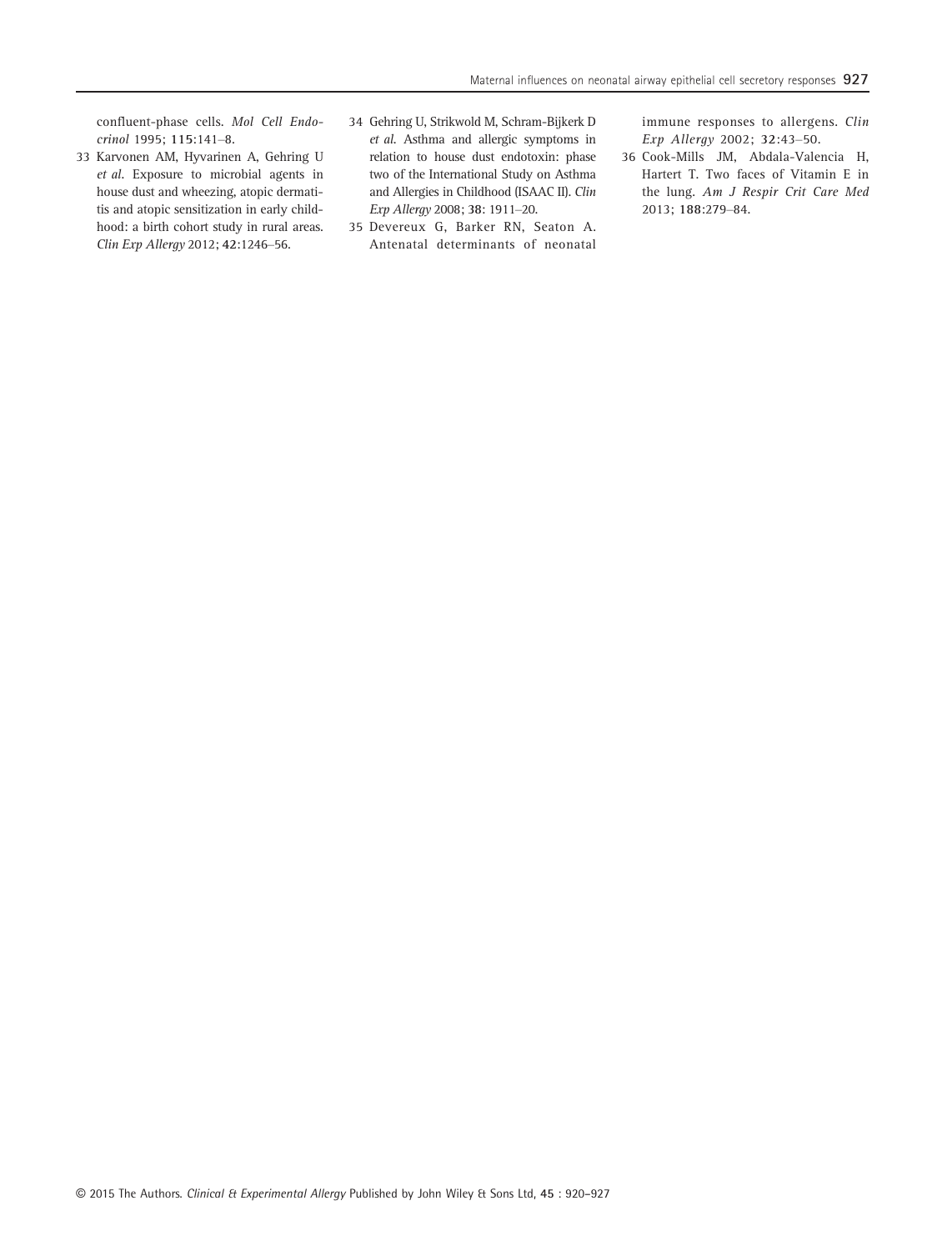confluent-phase cells. *Mol Cell Endocrinol* 1995; **115**:141–8.

33 Karvonen AM, Hyvarinen A, Gehring U *et al*. Exposure to microbial agents in house dust and wheezing, atopic dermatitis and atopic sensitization in early childhood: a birth cohort study in rural areas. *Clin Exp Allergy* 2012; **42**:1246–56.

34 Gehring U, Strikwold M, Schram-Bijkerk D *et al*. Asthma and allergic symptoms in relation to house dust endotoxin: phase two of the International Study on Asthma and Allergies in Childhood (ISAAC II). *Clin Exp Allergy* 2008; **38**: 1911–20.

35 Devereux G, Barker RN, Seaton A. Antenatal determinants of neonatal immune responses to allergens. *Clin Exp Allergy* 2002; **32**:43–50.

36 Cook-Mills JM, Abdala-Valencia H, Hartert T. Two faces of Vitamin E in the lung. *Am J Respir Crit Care Med* 2013; **188**:279–84.